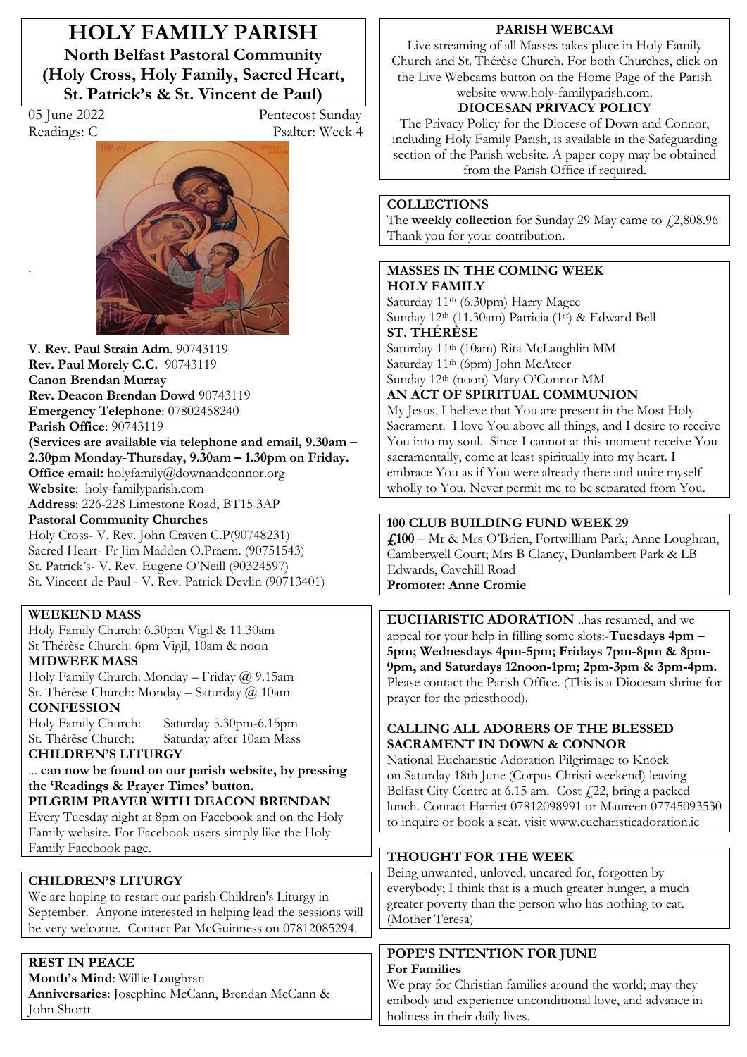# HOLY FAMILY PARISH

## North Belfast Pastoral Community (Holy Cross, Holy Family, Sacred Heart, St. Patrick's & St. Vincent de Paul)

05 June 2022 — Pentecost Sunday
Readings: C — Psalter: Week 4

.

**V. Rev. Paul Strain Adm**. 90743119
**Rev. Paul Morely C.C.** 90743119
**Canon Brendan Murray**
**Rev. Deacon Brendan Dowd** 90743119
**Emergency Telephone**: 07802458240
**Parish Office**: 90743119
**(Services are available via telephone and email, 9.30am – 2.30pm Monday-Thursday, 9.30am – 1.30pm on Friday.**
**Office email:** holyfamily@downandconnor.org
**Website**: holy-familyparish.com
**Address**: 226-228 Limestone Road, BT15 3AP
**Pastoral Community Churches**
Holy Cross- V. Rev. John Craven C.P(90748231)
Sacred Heart- Fr Jim Madden O.Praem. (90751543)
St. Patrick's- V. Rev. Eugene O'Neill (90324597)
St. Vincent de Paul - V. Rev. Patrick Devlin (90713401)

**WEEKEND MASS**
Holy Family Church: 6.30pm Vigil & 11.30am
St Thérèse Church: 6pm Vigil, 10am & noon
**MIDWEEK MASS**
Holy Family Church: Monday – Friday @ 9.15am
St. Thérèse Church: Monday – Saturday @ 10am
**CONFESSION**
Holy Family Church: Saturday 5.30pm-6.15pm
St. Thérèse Church: Saturday after 10am Mass
**CHILDREN'S LITURGY**
... **can now be found on our parish website, by pressing the 'Readings & Prayer Times' button.**
**PILGRIM PRAYER WITH DEACON BRENDAN**
Every Tuesday night at 8pm on Facebook and on the Holy Family website. For Facebook users simply like the Holy Family Facebook page.

**CHILDREN'S LITURGY**
We are hoping to restart our parish Children's Liturgy in September. Anyone interested in helping lead the sessions will be very welcome. Contact Pat McGuinness on 07812085294.

**REST IN PEACE**
**Month's Mind**: Willie Loughran
**Anniversaries**: Josephine McCann, Brendan McCann & John Shortt

**PARISH WEBCAM**
Live streaming of all Masses takes place in Holy Family Church and St. Thérèse Church. For both Churches, click on the Live Webcams button on the Home Page of the Parish website www.holy-familyparish.com.
**DIOCESAN PRIVACY POLICY**
The Privacy Policy for the Diocese of Down and Connor, including Holy Family Parish, is available in the Safeguarding section of the Parish website. A paper copy may be obtained from the Parish Office if required.

**COLLECTIONS**
The **weekly collection** for Sunday 29 May came to £2,808.96 Thank you for your contribution.

**MASSES IN THE COMING WEEK**
**HOLY FAMILY**
Saturday 11th (6.30pm) Harry Magee
Sunday 12th (11.30am) Patricia (1st) & Edward Bell
**ST. THÉRÈSE**
Saturday 11th (10am) Rita McLaughlin MM
Saturday 11th (6pm) John McAteer
Sunday 12th (noon) Mary O'Connor MM
**AN ACT OF SPIRITUAL COMMUNION**
My Jesus, I believe that You are present in the Most Holy Sacrament. I love You above all things, and I desire to receive You into my soul. Since I cannot at this moment receive You sacramentally, come at least spiritually into my heart. I embrace You as if You were already there and unite myself wholly to You. Never permit me to be separated from You.

**100 CLUB BUILDING FUND WEEK 29**
**£100** – Mr & Mrs O'Brien, Fortwilliam Park; Anne Loughran, Camberwell Court; Mrs B Clancy, Dunlambert Park & LB Edwards, Cavehill Road
**Promoter: Anne Cromie**

**EUCHARISTIC ADORATION** ..has resumed, and we appeal for your help in filling some slots:-**Tuesdays 4pm – 5pm; Wednesdays 4pm-5pm; Fridays 7pm-8pm & 8pm-9pm, and Saturdays 12noon-1pm; 2pm-3pm & 3pm-4pm.** Please contact the Parish Office. (This is a Diocesan shrine for prayer for the priesthood).

**CALLING ALL ADORERS OF THE BLESSED SACRAMENT IN DOWN & CONNOR**
National Eucharistic Adoration Pilgrimage to Knock on Saturday 18th June (Corpus Christi weekend) leaving Belfast City Centre at 6.15 am. Cost £22, bring a packed lunch. Contact Harriet 07812098991 or Maureen 07745093530 to inquire or book a seat. visit www.eucharisticadoration.ie

**THOUGHT FOR THE WEEK**
Being unwanted, unloved, uncared for, forgotten by everybody; I think that is a much greater hunger, a much greater poverty than the person who has nothing to eat. (Mother Teresa)

**POPE'S INTENTION FOR JUNE**
**For Families**
We pray for Christian families around the world; may they embody and experience unconditional love, and advance in holiness in their daily lives.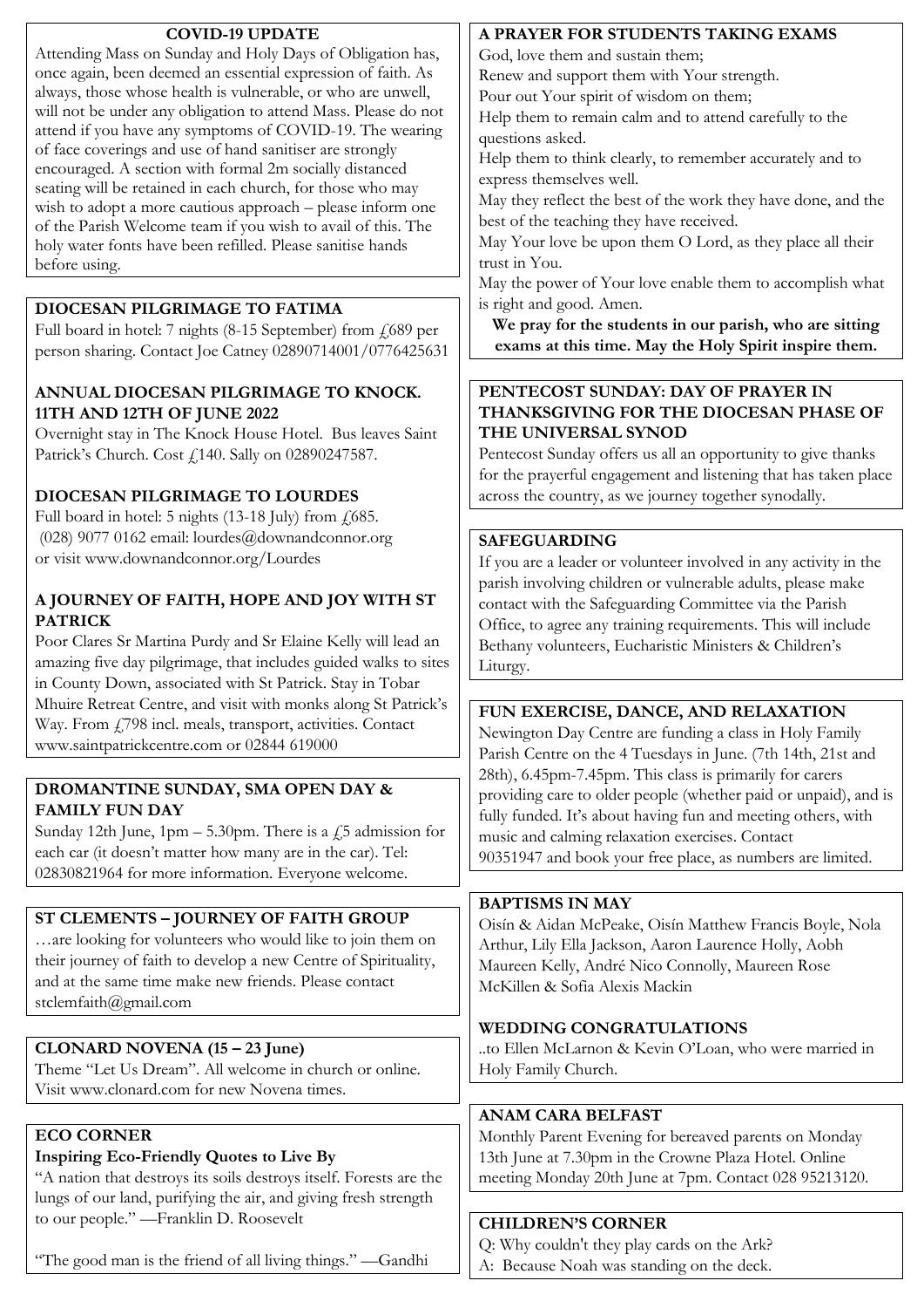## COVID-19 UPDATE

Attending Mass on Sunday and Holy Days of Obligation has, once again, been deemed an essential expression of faith. As always, those whose health is vulnerable, or who are unwell, will not be under any obligation to attend Mass. Please do not attend if you have any symptoms of COVID-19. The wearing of face coverings and use of hand sanitiser are strongly encouraged. A section with formal 2m socially distanced seating will be retained in each church, for those who may wish to adopt a more cautious approach – please inform one of the Parish Welcome team if you wish to avail of this. The holy water fonts have been refilled. Please sanitise hands before using.

## DIOCESAN PILGRIMAGE TO FATIMA

Full board in hotel: 7 nights (8-15 September) from £689 per person sharing. Contact Joe Catney 02890714001/0776425631

## ANNUAL DIOCESAN PILGRIMAGE TO KNOCK. 11TH AND 12TH OF JUNE 2022

Overnight stay in The Knock House Hotel. Bus leaves Saint Patrick's Church. Cost £140. Sally on 02890247587.

## DIOCESAN PILGRIMAGE TO LOURDES

Full board in hotel: 5 nights (13-18 July) from £685. (028) 9077 0162 email: lourdes@downandconnor.org or visit www.downandconnor.org/Lourdes

## A JOURNEY OF FAITH, HOPE AND JOY WITH ST PATRICK

Poor Clares Sr Martina Purdy and Sr Elaine Kelly will lead an amazing five day pilgrimage, that includes guided walks to sites in County Down, associated with St Patrick. Stay in Tobar Mhuire Retreat Centre, and visit with monks along St Patrick's Way. From £798 incl. meals, transport, activities. Contact www.saintpatrickcentre.com or 02844 619000

## DROMANTINE SUNDAY, SMA OPEN DAY & FAMILY FUN DAY

Sunday 12th June, 1pm – 5.30pm. There is a £5 admission for each car (it doesn't matter how many are in the car). Tel: 02830821964 for more information. Everyone welcome.

## ST CLEMENTS – JOURNEY OF FAITH GROUP

…are looking for volunteers who would like to join them on their journey of faith to develop a new Centre of Spirituality, and at the same time make new friends. Please contact stclemfaith@gmail.com

## CLONARD NOVENA (15 – 23 June)

Theme "Let Us Dream". All welcome in church or online. Visit www.clonard.com for new Novena times.

## ECO CORNER

**Inspiring Eco-Friendly Quotes to Live By**

"A nation that destroys its soils destroys itself. Forests are the lungs of our land, purifying the air, and giving fresh strength to our people." —Franklin D. Roosevelt

"The good man is the friend of all living things." —Gandhi

## A PRAYER FOR STUDENTS TAKING EXAMS

God, love them and sustain them;
Renew and support them with Your strength.
Pour out Your spirit of wisdom on them;
Help them to remain calm and to attend carefully to the questions asked.
Help them to think clearly, to remember accurately and to express themselves well.
May they reflect the best of the work they have done, and the best of the teaching they have received.
May Your love be upon them O Lord, as they place all their trust in You.
May the power of Your love enable them to accomplish what is right and good. Amen.

**We pray for the students in our parish, who are sitting exams at this time. May the Holy Spirit inspire them.**

## PENTECOST SUNDAY: DAY OF PRAYER IN THANKSGIVING FOR THE DIOCESAN PHASE OF THE UNIVERSAL SYNOD

Pentecost Sunday offers us all an opportunity to give thanks for the prayerful engagement and listening that has taken place across the country, as we journey together synodally.

## SAFEGUARDING

If you are a leader or volunteer involved in any activity in the parish involving children or vulnerable adults, please make contact with the Safeguarding Committee via the Parish Office, to agree any training requirements. This will include Bethany volunteers, Eucharistic Ministers & Children's Liturgy.

## FUN EXERCISE, DANCE, AND RELAXATION

Newington Day Centre are funding a class in Holy Family Parish Centre on the 4 Tuesdays in June. (7th 14th, 21st and 28th), 6.45pm-7.45pm. This class is primarily for carers providing care to older people (whether paid or unpaid), and is fully funded. It's about having fun and meeting others, with music and calming relaxation exercises. Contact 90351947 and book your free place, as numbers are limited.

## BAPTISMS IN MAY

Oisín & Aidan McPeake, Oisín Matthew Francis Boyle, Nola Arthur, Lily Ella Jackson, Aaron Laurence Holly, Aobh Maureen Kelly, André Nico Connolly, Maureen Rose McKillen & Sofia Alexis Mackin

## WEDDING CONGRATULATIONS

..to Ellen McLarnon & Kevin O'Loan, who were married in Holy Family Church.

## ANAM CARA BELFAST

Monthly Parent Evening for bereaved parents on Monday 13th June at 7.30pm in the Crowne Plaza Hotel. Online meeting Monday 20th June at 7pm. Contact 028 95213120.

## CHILDREN'S CORNER

Q: Why couldn't they play cards on the Ark?
A: Because Noah was standing on the deck.